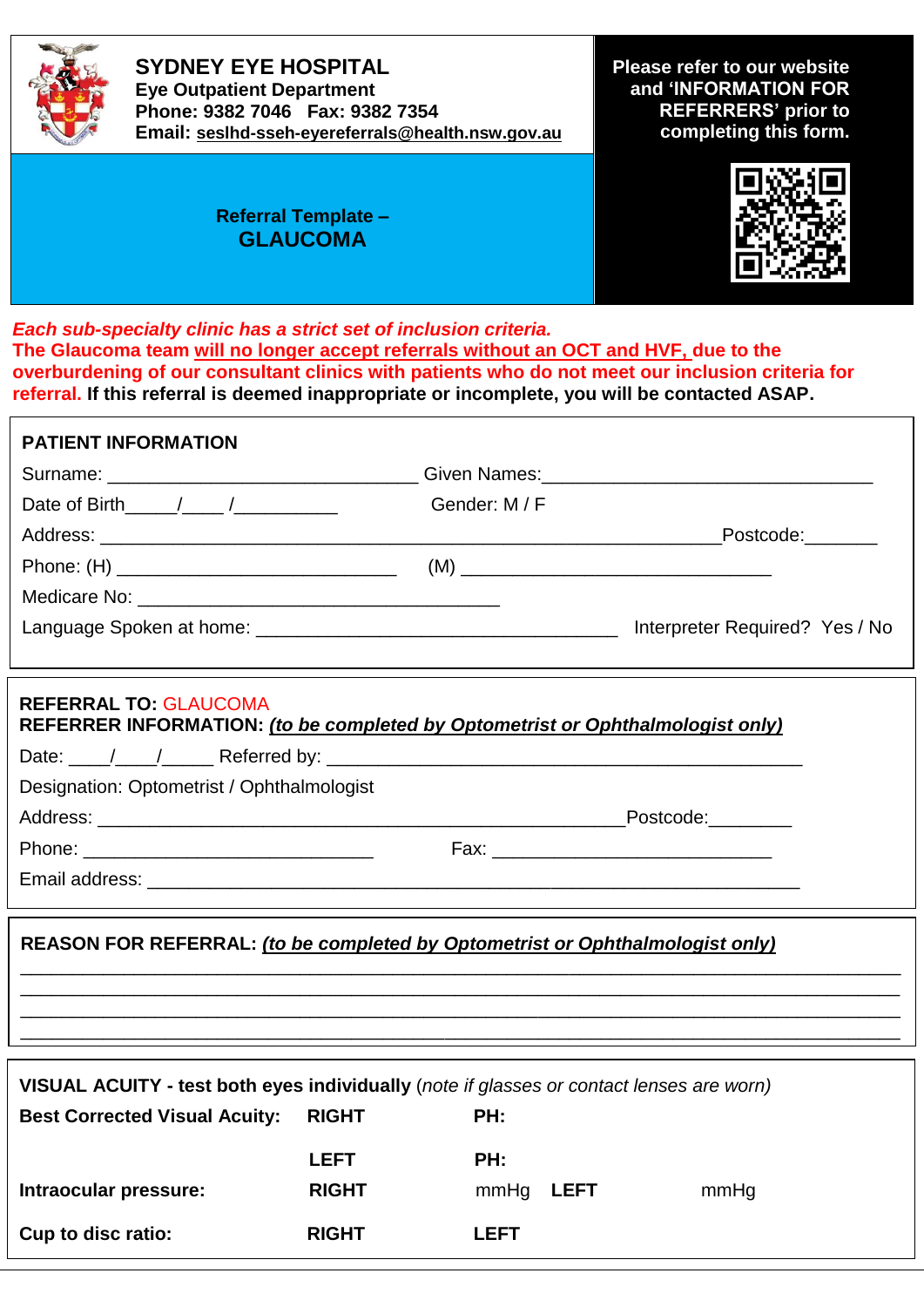# SYDNEY EYE HOSPITAL

**Eye Outpatient Department**
**Phone: 9382 7046 Fax: 9382 7354**
**Email: seslhd-sseh-eyereferrals@health.nsw.gov.au**

**Please refer to our website and 'INFORMATION FOR REFERRERS' prior to completing this form.**

## Referral Template – GLAUCOMA

***Each sub-specialty clinic has a strict set of inclusion criteria.***
**The Glaucoma team will no longer accept referrals without an OCT and HVF, due to the overburdening of our consultant clinics with patients who do not meet our inclusion criteria for referral. If this referral is deemed inappropriate or incomplete, you will be contacted ASAP.**

---

### PATIENT INFORMATION

Surname: ______________________________ Given Names: ________________________________

Date of Birth_____/____ /__________ Gender: M / F

Address: ____________________________________________________________ Postcode:_______

Phone: (H) ___________________________ (M) ______________________________

Medicare No: ___________________________________

Language Spoken at home: ___________________________________ Interpreter Required? Yes / No

---

**REFERRAL TO:** GLAUCOMA
**REFERRER INFORMATION:** ***(to be completed by Optometrist or Ophthalmologist only)***

Date: ____/____/_____ Referred by: _______________________________________________

Designation: Optometrist / Ophthalmologist

Address: ___________________________________________________ Postcode:________

Phone: ____________________________ Fax: ___________________________

Email address: _________________________________________________________________

---

**REASON FOR REFERRAL:** ***(to be completed by Optometrist or Ophthalmologist only)***

_____________________________________________________________________________________
_____________________________________________________________________________________
_____________________________________________________________________________________
_____________________________________________________________________________________

---

**VISUAL ACUITY - test both eyes individually** (*note if glasses or contact lenses are worn*)

| | | | | |
|---|---|---|---|---|
| **Best Corrected Visual Acuity:** | **RIGHT** | **PH:** | | |
| | **LEFT** | **PH:** | | |
| **Intraocular pressure:** | **RIGHT** | mmHg | **LEFT** | mmHg |
| **Cup to disc ratio:** | **RIGHT** | **LEFT** | | |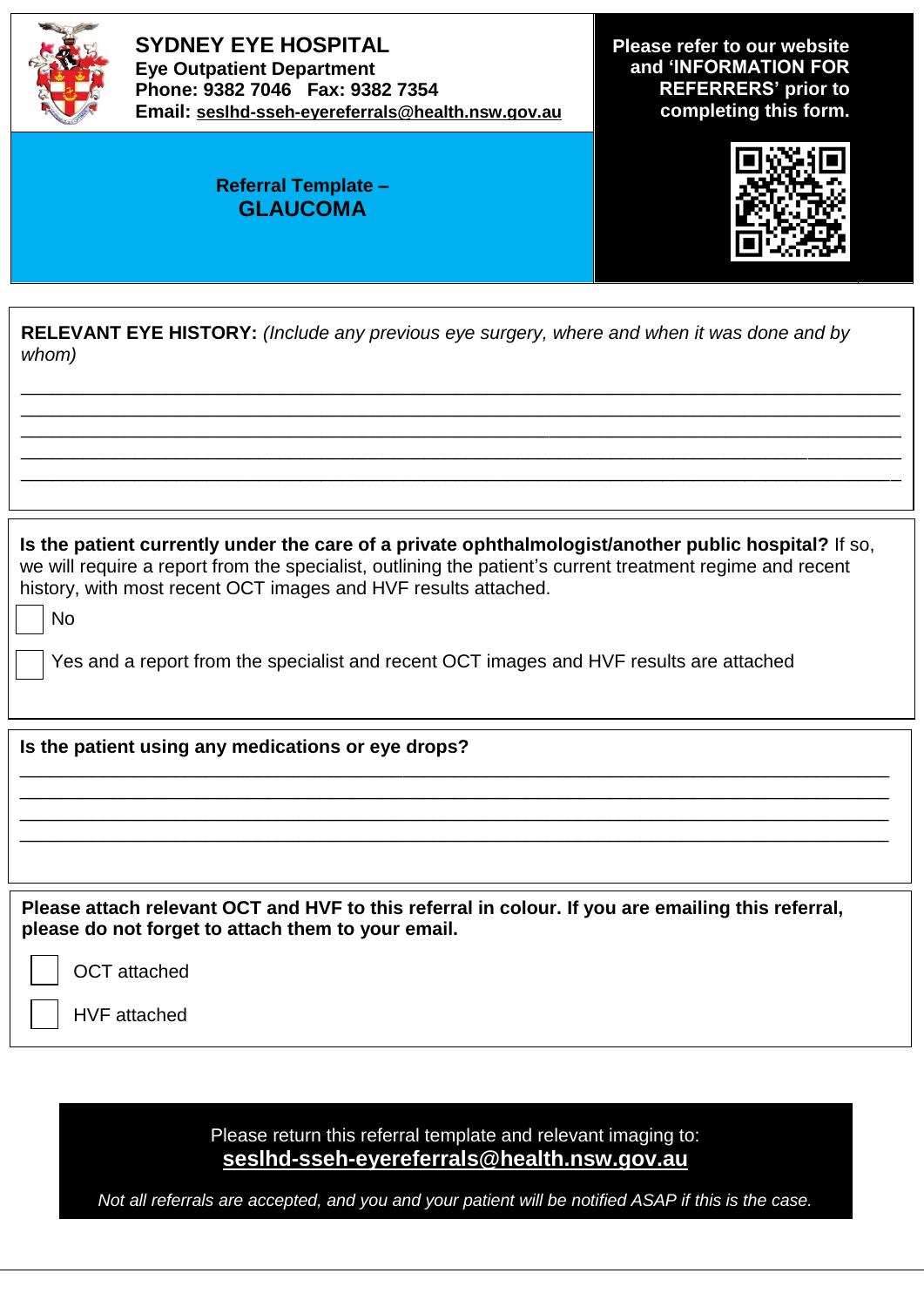**SYDNEY EYE HOSPITAL**
**Eye Outpatient Department**
**Phone: 9382 7046 Fax: 9382 7354**
**Email: seslhd-sseh-eyereferrals@health.nsw.gov.au**

**Please refer to our website and 'INFORMATION FOR REFERRERS' prior to completing this form.**

## Referral Template – GLAUCOMA

**RELEVANT EYE HISTORY:** *(Include any previous eye surgery, where and when it was done and by whom)*

\_\_\_\_\_\_\_\_\_\_\_\_\_\_\_\_\_\_\_\_\_\_\_\_\_\_\_\_\_\_\_\_\_\_\_\_\_\_\_\_\_\_\_\_\_\_\_\_\_\_\_\_\_\_\_\_\_\_\_\_\_\_\_\_\_\_\_\_\_\_\_\_\_\_\_\_

\_\_\_\_\_\_\_\_\_\_\_\_\_\_\_\_\_\_\_\_\_\_\_\_\_\_\_\_\_\_\_\_\_\_\_\_\_\_\_\_\_\_\_\_\_\_\_\_\_\_\_\_\_\_\_\_\_\_\_\_\_\_\_\_\_\_\_\_\_\_\_\_\_\_\_\_

\_\_\_\_\_\_\_\_\_\_\_\_\_\_\_\_\_\_\_\_\_\_\_\_\_\_\_\_\_\_\_\_\_\_\_\_\_\_\_\_\_\_\_\_\_\_\_\_\_\_\_\_\_\_\_\_\_\_\_\_\_\_\_\_\_\_\_\_\_\_\_\_\_\_\_\_

\_\_\_\_\_\_\_\_\_\_\_\_\_\_\_\_\_\_\_\_\_\_\_\_\_\_\_\_\_\_\_\_\_\_\_\_\_\_\_\_\_\_\_\_\_\_\_\_\_\_\_\_\_\_\_\_\_\_\_\_\_\_\_\_\_\_\_\_\_\_\_\_\_\_\_\_

\_\_\_\_\_\_\_\_\_\_\_\_\_\_\_\_\_\_\_\_\_\_\_\_\_\_\_\_\_\_\_\_\_\_\_\_\_\_\_\_\_\_\_\_\_\_\_\_\_\_\_\_\_\_\_\_\_\_\_\_\_\_\_\_\_\_\_\_\_\_\_\_\_\_\_\_

**Is the patient currently under the care of a private ophthalmologist/another public hospital?** If so, we will require a report from the specialist, outlining the patient's current treatment regime and recent history, with most recent OCT images and HVF results attached.

- ☐ No
- ☐ Yes and a report from the specialist and recent OCT images and HVF results are attached

**Is the patient using any medications or eye drops?**

\_\_\_\_\_\_\_\_\_\_\_\_\_\_\_\_\_\_\_\_\_\_\_\_\_\_\_\_\_\_\_\_\_\_\_\_\_\_\_\_\_\_\_\_\_\_\_\_\_\_\_\_\_\_\_\_\_\_\_\_\_\_\_\_\_\_\_\_\_\_\_\_\_\_\_\_

\_\_\_\_\_\_\_\_\_\_\_\_\_\_\_\_\_\_\_\_\_\_\_\_\_\_\_\_\_\_\_\_\_\_\_\_\_\_\_\_\_\_\_\_\_\_\_\_\_\_\_\_\_\_\_\_\_\_\_\_\_\_\_\_\_\_\_\_\_\_\_\_\_\_\_\_

\_\_\_\_\_\_\_\_\_\_\_\_\_\_\_\_\_\_\_\_\_\_\_\_\_\_\_\_\_\_\_\_\_\_\_\_\_\_\_\_\_\_\_\_\_\_\_\_\_\_\_\_\_\_\_\_\_\_\_\_\_\_\_\_\_\_\_\_\_\_\_\_\_\_\_\_

\_\_\_\_\_\_\_\_\_\_\_\_\_\_\_\_\_\_\_\_\_\_\_\_\_\_\_\_\_\_\_\_\_\_\_\_\_\_\_\_\_\_\_\_\_\_\_\_\_\_\_\_\_\_\_\_\_\_\_\_\_\_\_\_\_\_\_\_\_\_\_\_\_\_\_\_

**Please attach relevant OCT and HVF to this referral in colour. If you are emailing this referral, please do not forget to attach them to your email.**

- ☐ OCT attached
- ☐ HVF attached

Please return this referral template and relevant imaging to:
**seslhd-sseh-eyereferrals@health.nsw.gov.au**

*Not all referrals are accepted, and you and your patient will be notified ASAP if this is the case.*